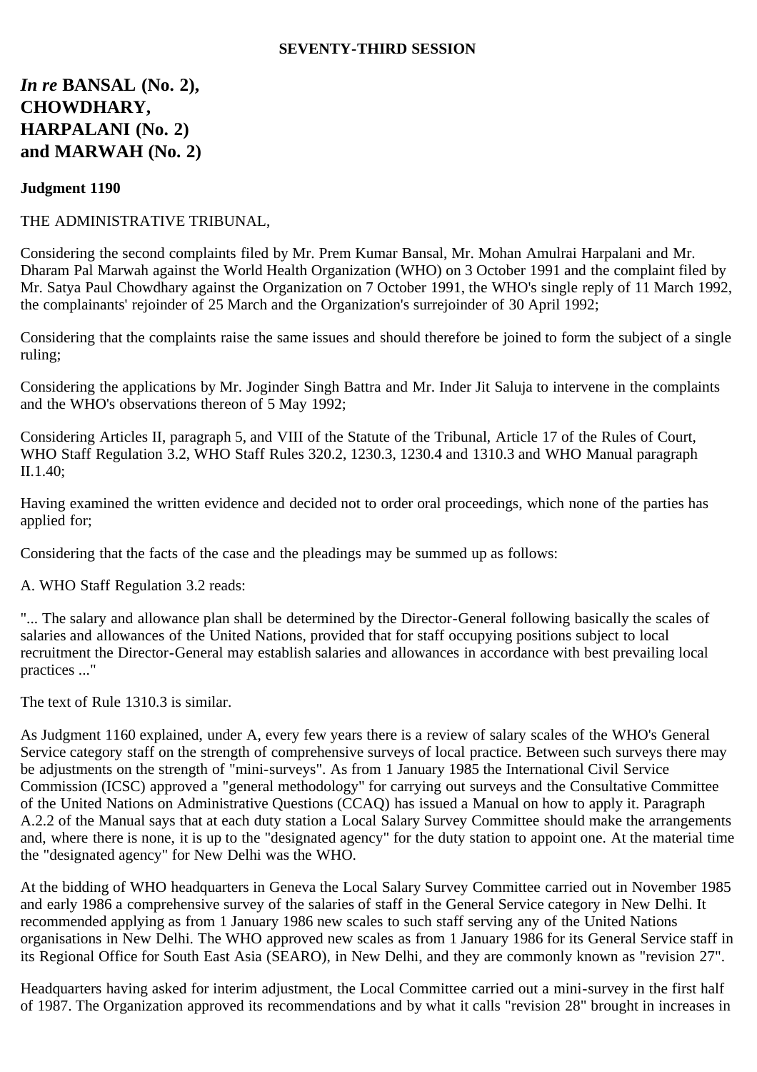**SEVENTY-THIRD SESSION**

# *In re* BANSAL (No. 2), CHOWDHARY, HARPALANI (No. 2) and MARWAH (No. 2)

**Judgment 1190**

THE ADMINISTRATIVE TRIBUNAL,

Considering the second complaints filed by Mr. Prem Kumar Bansal, Mr. Mohan Amulrai Harpalani and Mr. Dharam Pal Marwah against the World Health Organization (WHO) on 3 October 1991 and the complaint filed by Mr. Satya Paul Chowdhary against the Organization on 7 October 1991, the WHO's single reply of 11 March 1992, the complainants' rejoinder of 25 March and the Organization's surrejoinder of 30 April 1992;

Considering that the complaints raise the same issues and should therefore be joined to form the subject of a single ruling;

Considering the applications by Mr. Joginder Singh Battra and Mr. Inder Jit Saluja to intervene in the complaints and the WHO's observations thereon of 5 May 1992;

Considering Articles II, paragraph 5, and VIII of the Statute of the Tribunal, Article 17 of the Rules of Court, WHO Staff Regulation 3.2, WHO Staff Rules 320.2, 1230.3, 1230.4 and 1310.3 and WHO Manual paragraph II.1.40;

Having examined the written evidence and decided not to order oral proceedings, which none of the parties has applied for;

Considering that the facts of the case and the pleadings may be summed up as follows:

A. WHO Staff Regulation 3.2 reads:

"... The salary and allowance plan shall be determined by the Director-General following basically the scales of salaries and allowances of the United Nations, provided that for staff occupying positions subject to local recruitment the Director-General may establish salaries and allowances in accordance with best prevailing local practices ..."

The text of Rule 1310.3 is similar.

As Judgment 1160 explained, under A, every few years there is a review of salary scales of the WHO's General Service category staff on the strength of comprehensive surveys of local practice. Between such surveys there may be adjustments on the strength of "mini-surveys". As from 1 January 1985 the International Civil Service Commission (ICSC) approved a "general methodology" for carrying out surveys and the Consultative Committee of the United Nations on Administrative Questions (CCAQ) has issued a Manual on how to apply it. Paragraph A.2.2 of the Manual says that at each duty station a Local Salary Survey Committee should make the arrangements and, where there is none, it is up to the "designated agency" for the duty station to appoint one. At the material time the "designated agency" for New Delhi was the WHO.

At the bidding of WHO headquarters in Geneva the Local Salary Survey Committee carried out in November 1985 and early 1986 a comprehensive survey of the salaries of staff in the General Service category in New Delhi. It recommended applying as from 1 January 1986 new scales to such staff serving any of the United Nations organisations in New Delhi. The WHO approved new scales as from 1 January 1986 for its General Service staff in its Regional Office for South East Asia (SEARO), in New Delhi, and they are commonly known as "revision 27".

Headquarters having asked for interim adjustment, the Local Committee carried out a mini-survey in the first half of 1987. The Organization approved its recommendations and by what it calls "revision 28" brought in increases in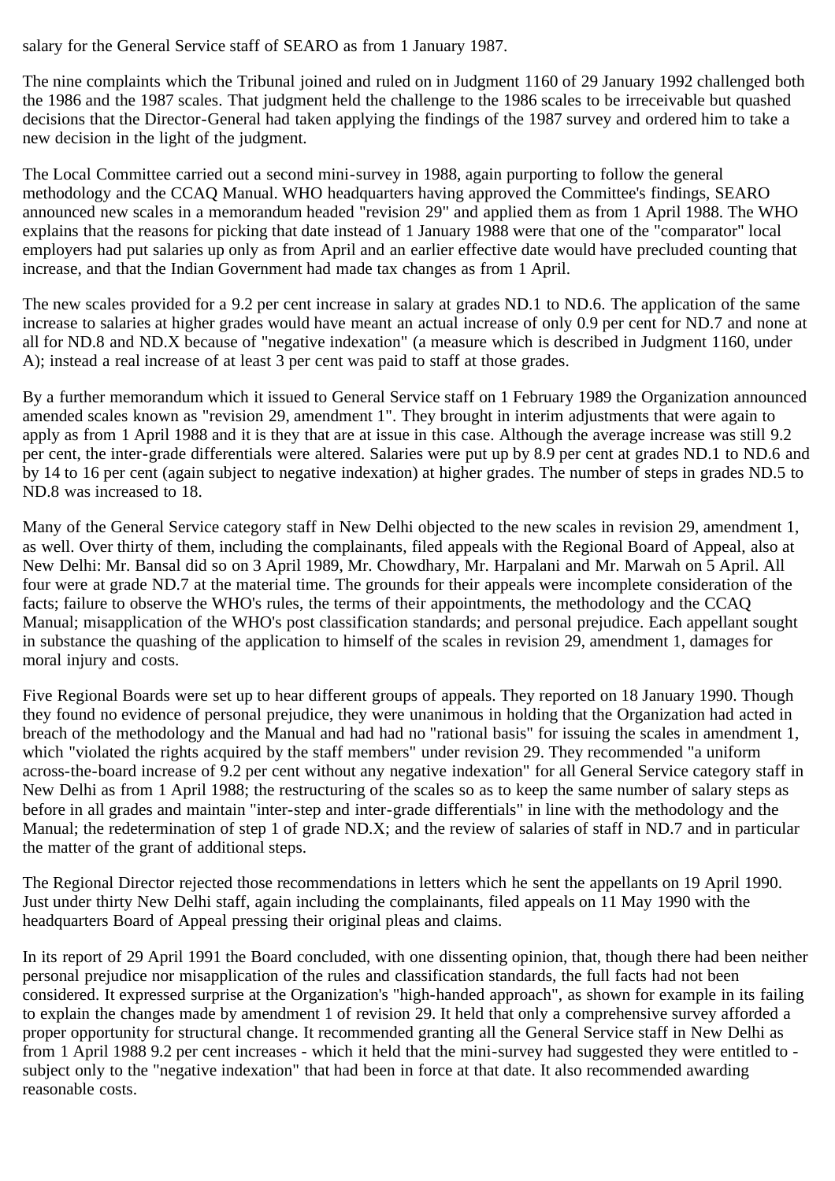salary for the General Service staff of SEARO as from 1 January 1987.

The nine complaints which the Tribunal joined and ruled on in Judgment 1160 of 29 January 1992 challenged both the 1986 and the 1987 scales. That judgment held the challenge to the 1986 scales to be irreceivable but quashed decisions that the Director-General had taken applying the findings of the 1987 survey and ordered him to take a new decision in the light of the judgment.

The Local Committee carried out a second mini-survey in 1988, again purporting to follow the general methodology and the CCAQ Manual. WHO headquarters having approved the Committee's findings, SEARO announced new scales in a memorandum headed "revision 29" and applied them as from 1 April 1988. The WHO explains that the reasons for picking that date instead of 1 January 1988 were that one of the "comparator" local employers had put salaries up only as from April and an earlier effective date would have precluded counting that increase, and that the Indian Government had made tax changes as from 1 April.

The new scales provided for a 9.2 per cent increase in salary at grades ND.1 to ND.6. The application of the same increase to salaries at higher grades would have meant an actual increase of only 0.9 per cent for ND.7 and none at all for ND.8 and ND.X because of "negative indexation" (a measure which is described in Judgment 1160, under A); instead a real increase of at least 3 per cent was paid to staff at those grades.

By a further memorandum which it issued to General Service staff on 1 February 1989 the Organization announced amended scales known as "revision 29, amendment 1". They brought in interim adjustments that were again to apply as from 1 April 1988 and it is they that are at issue in this case. Although the average increase was still 9.2 per cent, the inter-grade differentials were altered. Salaries were put up by 8.9 per cent at grades ND.1 to ND.6 and by 14 to 16 per cent (again subject to negative indexation) at higher grades. The number of steps in grades ND.5 to ND.8 was increased to 18.

Many of the General Service category staff in New Delhi objected to the new scales in revision 29, amendment 1, as well. Over thirty of them, including the complainants, filed appeals with the Regional Board of Appeal, also at New Delhi: Mr. Bansal did so on 3 April 1989, Mr. Chowdhary, Mr. Harpalani and Mr. Marwah on 5 April. All four were at grade ND.7 at the material time. The grounds for their appeals were incomplete consideration of the facts; failure to observe the WHO's rules, the terms of their appointments, the methodology and the CCAQ Manual; misapplication of the WHO's post classification standards; and personal prejudice. Each appellant sought in substance the quashing of the application to himself of the scales in revision 29, amendment 1, damages for moral injury and costs.

Five Regional Boards were set up to hear different groups of appeals. They reported on 18 January 1990. Though they found no evidence of personal prejudice, they were unanimous in holding that the Organization had acted in breach of the methodology and the Manual and had had no "rational basis" for issuing the scales in amendment 1, which "violated the rights acquired by the staff members" under revision 29. They recommended "a uniform across-the-board increase of 9.2 per cent without any negative indexation" for all General Service category staff in New Delhi as from 1 April 1988; the restructuring of the scales so as to keep the same number of salary steps as before in all grades and maintain "inter-step and inter-grade differentials" in line with the methodology and the Manual; the redetermination of step 1 of grade ND.X; and the review of salaries of staff in ND.7 and in particular the matter of the grant of additional steps.

The Regional Director rejected those recommendations in letters which he sent the appellants on 19 April 1990. Just under thirty New Delhi staff, again including the complainants, filed appeals on 11 May 1990 with the headquarters Board of Appeal pressing their original pleas and claims.

In its report of 29 April 1991 the Board concluded, with one dissenting opinion, that, though there had been neither personal prejudice nor misapplication of the rules and classification standards, the full facts had not been considered. It expressed surprise at the Organization's "high-handed approach", as shown for example in its failing to explain the changes made by amendment 1 of revision 29. It held that only a comprehensive survey afforded a proper opportunity for structural change. It recommended granting all the General Service staff in New Delhi as from 1 April 1988 9.2 per cent increases - which it held that the mini-survey had suggested they were entitled to - subject only to the "negative indexation" that had been in force at that date. It also recommended awarding reasonable costs.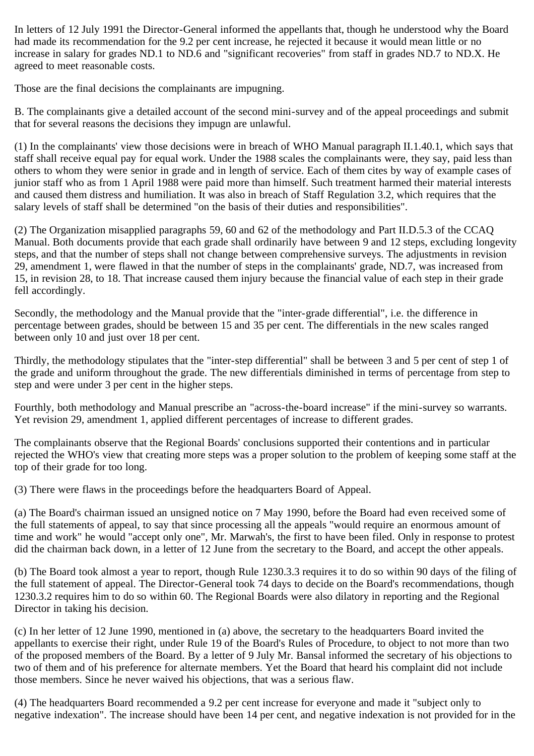In letters of 12 July 1991 the Director-General informed the appellants that, though he understood why the Board had made its recommendation for the 9.2 per cent increase, he rejected it because it would mean little or no increase in salary for grades ND.1 to ND.6 and "significant recoveries" from staff in grades ND.7 to ND.X. He agreed to meet reasonable costs.

Those are the final decisions the complainants are impugning.

B. The complainants give a detailed account of the second mini-survey and of the appeal proceedings and submit that for several reasons the decisions they impugn are unlawful.

(1) In the complainants' view those decisions were in breach of WHO Manual paragraph II.1.40.1, which says that staff shall receive equal pay for equal work. Under the 1988 scales the complainants were, they say, paid less than others to whom they were senior in grade and in length of service. Each of them cites by way of example cases of junior staff who as from 1 April 1988 were paid more than himself. Such treatment harmed their material interests and caused them distress and humiliation. It was also in breach of Staff Regulation 3.2, which requires that the salary levels of staff shall be determined "on the basis of their duties and responsibilities".

(2) The Organization misapplied paragraphs 59, 60 and 62 of the methodology and Part II.D.5.3 of the CCAQ Manual. Both documents provide that each grade shall ordinarily have between 9 and 12 steps, excluding longevity steps, and that the number of steps shall not change between comprehensive surveys. The adjustments in revision 29, amendment 1, were flawed in that the number of steps in the complainants' grade, ND.7, was increased from 15, in revision 28, to 18. That increase caused them injury because the financial value of each step in their grade fell accordingly.

Secondly, the methodology and the Manual provide that the "inter-grade differential", i.e. the difference in percentage between grades, should be between 15 and 35 per cent. The differentials in the new scales ranged between only 10 and just over 18 per cent.

Thirdly, the methodology stipulates that the "inter-step differential" shall be between 3 and 5 per cent of step 1 of the grade and uniform throughout the grade. The new differentials diminished in terms of percentage from step to step and were under 3 per cent in the higher steps.

Fourthly, both methodology and Manual prescribe an "across-the-board increase" if the mini-survey so warrants. Yet revision 29, amendment 1, applied different percentages of increase to different grades.

The complainants observe that the Regional Boards' conclusions supported their contentions and in particular rejected the WHO's view that creating more steps was a proper solution to the problem of keeping some staff at the top of their grade for too long.

(3) There were flaws in the proceedings before the headquarters Board of Appeal.

(a) The Board's chairman issued an unsigned notice on 7 May 1990, before the Board had even received some of the full statements of appeal, to say that since processing all the appeals "would require an enormous amount of time and work" he would "accept only one", Mr. Marwah's, the first to have been filed. Only in response to protest did the chairman back down, in a letter of 12 June from the secretary to the Board, and accept the other appeals.

(b) The Board took almost a year to report, though Rule 1230.3.3 requires it to do so within 90 days of the filing of the full statement of appeal. The Director-General took 74 days to decide on the Board's recommendations, though 1230.3.2 requires him to do so within 60. The Regional Boards were also dilatory in reporting and the Regional Director in taking his decision.

(c) In her letter of 12 June 1990, mentioned in (a) above, the secretary to the headquarters Board invited the appellants to exercise their right, under Rule 19 of the Board's Rules of Procedure, to object to not more than two of the proposed members of the Board. By a letter of 9 July Mr. Bansal informed the secretary of his objections to two of them and of his preference for alternate members. Yet the Board that heard his complaint did not include those members. Since he never waived his objections, that was a serious flaw.

(4) The headquarters Board recommended a 9.2 per cent increase for everyone and made it "subject only to negative indexation". The increase should have been 14 per cent, and negative indexation is not provided for in the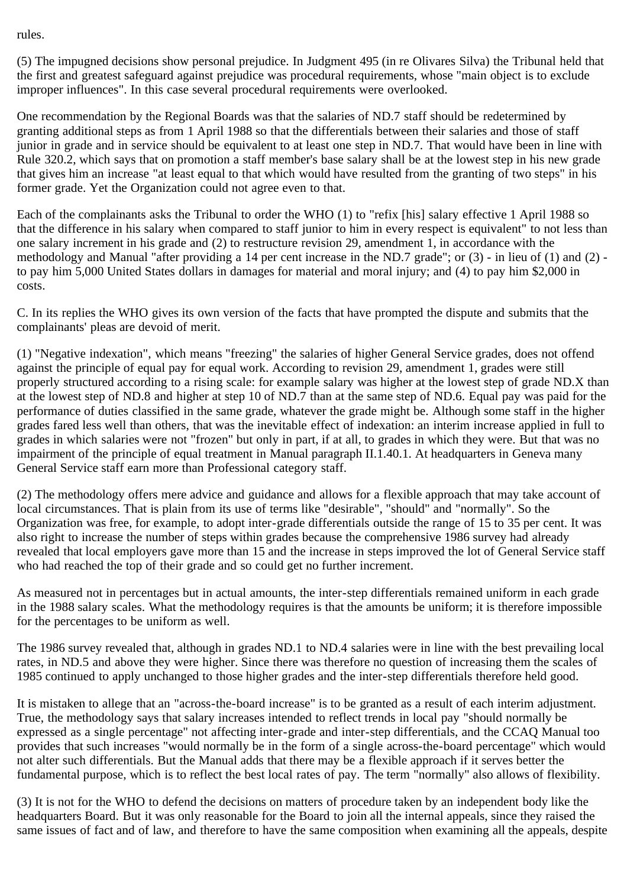rules.

(5) The impugned decisions show personal prejudice. In Judgment 495 (in re Olivares Silva) the Tribunal held that the first and greatest safeguard against prejudice was procedural requirements, whose "main object is to exclude improper influences". In this case several procedural requirements were overlooked.

One recommendation by the Regional Boards was that the salaries of ND.7 staff should be redetermined by granting additional steps as from 1 April 1988 so that the differentials between their salaries and those of staff junior in grade and in service should be equivalent to at least one step in ND.7. That would have been in line with Rule 320.2, which says that on promotion a staff member's base salary shall be at the lowest step in his new grade that gives him an increase "at least equal to that which would have resulted from the granting of two steps" in his former grade. Yet the Organization could not agree even to that.

Each of the complainants asks the Tribunal to order the WHO (1) to "refix [his] salary effective 1 April 1988 so that the difference in his salary when compared to staff junior to him in every respect is equivalent" to not less than one salary increment in his grade and (2) to restructure revision 29, amendment 1, in accordance with the methodology and Manual "after providing a 14 per cent increase in the ND.7 grade"; or (3) - in lieu of (1) and (2) - to pay him 5,000 United States dollars in damages for material and moral injury; and (4) to pay him $2,000 in costs.

C. In its replies the WHO gives its own version of the facts that have prompted the dispute and submits that the complainants' pleas are devoid of merit.

(1) "Negative indexation", which means "freezing" the salaries of higher General Service grades, does not offend against the principle of equal pay for equal work. According to revision 29, amendment 1, grades were still properly structured according to a rising scale: for example salary was higher at the lowest step of grade ND.X than at the lowest step of ND.8 and higher at step 10 of ND.7 than at the same step of ND.6. Equal pay was paid for the performance of duties classified in the same grade, whatever the grade might be. Although some staff in the higher grades fared less well than others, that was the inevitable effect of indexation: an interim increase applied in full to grades in which salaries were not "frozen" but only in part, if at all, to grades in which they were. But that was no impairment of the principle of equal treatment in Manual paragraph II.1.40.1. At headquarters in Geneva many General Service staff earn more than Professional category staff.

(2) The methodology offers mere advice and guidance and allows for a flexible approach that may take account of local circumstances. That is plain from its use of terms like "desirable", "should" and "normally". So the Organization was free, for example, to adopt inter-grade differentials outside the range of 15 to 35 per cent. It was also right to increase the number of steps within grades because the comprehensive 1986 survey had already revealed that local employers gave more than 15 and the increase in steps improved the lot of General Service staff who had reached the top of their grade and so could get no further increment.

As measured not in percentages but in actual amounts, the inter-step differentials remained uniform in each grade in the 1988 salary scales. What the methodology requires is that the amounts be uniform; it is therefore impossible for the percentages to be uniform as well.

The 1986 survey revealed that, although in grades ND.1 to ND.4 salaries were in line with the best prevailing local rates, in ND.5 and above they were higher. Since there was therefore no question of increasing them the scales of 1985 continued to apply unchanged to those higher grades and the inter-step differentials therefore held good.

It is mistaken to allege that an "across-the-board increase" is to be granted as a result of each interim adjustment. True, the methodology says that salary increases intended to reflect trends in local pay "should normally be expressed as a single percentage" not affecting inter-grade and inter-step differentials, and the CCAQ Manual too provides that such increases "would normally be in the form of a single across-the-board percentage" which would not alter such differentials. But the Manual adds that there may be a flexible approach if it serves better the fundamental purpose, which is to reflect the best local rates of pay. The term "normally" also allows of flexibility.

(3) It is not for the WHO to defend the decisions on matters of procedure taken by an independent body like the headquarters Board. But it was only reasonable for the Board to join all the internal appeals, since they raised the same issues of fact and of law, and therefore to have the same composition when examining all the appeals, despite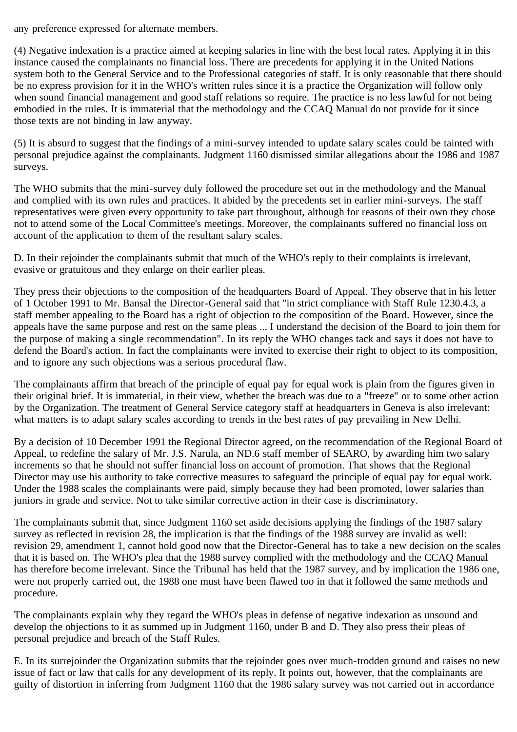any preference expressed for alternate members.

(4) Negative indexation is a practice aimed at keeping salaries in line with the best local rates. Applying it in this instance caused the complainants no financial loss. There are precedents for applying it in the United Nations system both to the General Service and to the Professional categories of staff. It is only reasonable that there should be no express provision for it in the WHO's written rules since it is a practice the Organization will follow only when sound financial management and good staff relations so require. The practice is no less lawful for not being embodied in the rules. It is immaterial that the methodology and the CCAQ Manual do not provide for it since those texts are not binding in law anyway.

(5) It is absurd to suggest that the findings of a mini-survey intended to update salary scales could be tainted with personal prejudice against the complainants. Judgment 1160 dismissed similar allegations about the 1986 and 1987 surveys.

The WHO submits that the mini-survey duly followed the procedure set out in the methodology and the Manual and complied with its own rules and practices. It abided by the precedents set in earlier mini-surveys. The staff representatives were given every opportunity to take part throughout, although for reasons of their own they chose not to attend some of the Local Committee's meetings. Moreover, the complainants suffered no financial loss on account of the application to them of the resultant salary scales.

D. In their rejoinder the complainants submit that much of the WHO's reply to their complaints is irrelevant, evasive or gratuitous and they enlarge on their earlier pleas.

They press their objections to the composition of the headquarters Board of Appeal. They observe that in his letter of 1 October 1991 to Mr. Bansal the Director-General said that "in strict compliance with Staff Rule 1230.4.3, a staff member appealing to the Board has a right of objection to the composition of the Board. However, since the appeals have the same purpose and rest on the same pleas ... I understand the decision of the Board to join them for the purpose of making a single recommendation". In its reply the WHO changes tack and says it does not have to defend the Board's action. In fact the complainants were invited to exercise their right to object to its composition, and to ignore any such objections was a serious procedural flaw.

The complainants affirm that breach of the principle of equal pay for equal work is plain from the figures given in their original brief. It is immaterial, in their view, whether the breach was due to a "freeze" or to some other action by the Organization. The treatment of General Service category staff at headquarters in Geneva is also irrelevant: what matters is to adapt salary scales according to trends in the best rates of pay prevailing in New Delhi.

By a decision of 10 December 1991 the Regional Director agreed, on the recommendation of the Regional Board of Appeal, to redefine the salary of Mr. J.S. Narula, an ND.6 staff member of SEARO, by awarding him two salary increments so that he should not suffer financial loss on account of promotion. That shows that the Regional Director may use his authority to take corrective measures to safeguard the principle of equal pay for equal work. Under the 1988 scales the complainants were paid, simply because they had been promoted, lower salaries than juniors in grade and service. Not to take similar corrective action in their case is discriminatory.

The complainants submit that, since Judgment 1160 set aside decisions applying the findings of the 1987 salary survey as reflected in revision 28, the implication is that the findings of the 1988 survey are invalid as well: revision 29, amendment 1, cannot hold good now that the Director-General has to take a new decision on the scales that it is based on. The WHO's plea that the 1988 survey complied with the methodology and the CCAQ Manual has therefore become irrelevant. Since the Tribunal has held that the 1987 survey, and by implication the 1986 one, were not properly carried out, the 1988 one must have been flawed too in that it followed the same methods and procedure.

The complainants explain why they regard the WHO's pleas in defense of negative indexation as unsound and develop the objections to it as summed up in Judgment 1160, under B and D. They also press their pleas of personal prejudice and breach of the Staff Rules.

E. In its surrejoinder the Organization submits that the rejoinder goes over much-trodden ground and raises no new issue of fact or law that calls for any development of its reply. It points out, however, that the complainants are guilty of distortion in inferring from Judgment 1160 that the 1986 salary survey was not carried out in accordance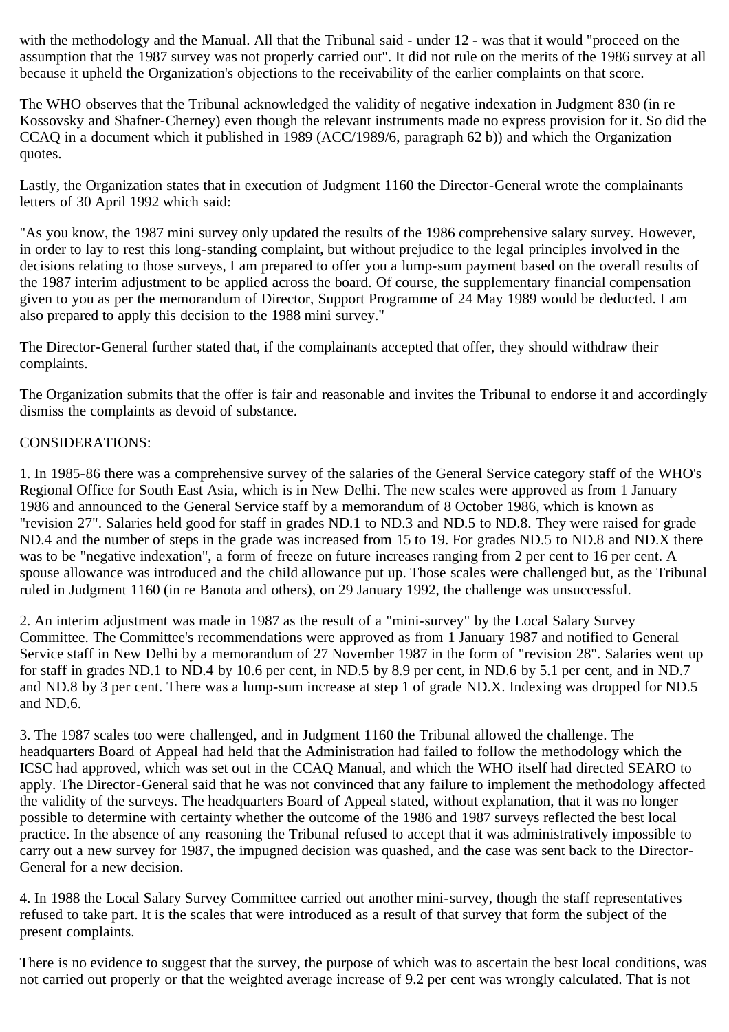with the methodology and the Manual. All that the Tribunal said - under 12 - was that it would "proceed on the assumption that the 1987 survey was not properly carried out". It did not rule on the merits of the 1986 survey at all because it upheld the Organization's objections to the receivability of the earlier complaints on that score.

The WHO observes that the Tribunal acknowledged the validity of negative indexation in Judgment 830 (in re Kossovsky and Shafner-Cherney) even though the relevant instruments made no express provision for it. So did the CCAQ in a document which it published in 1989 (ACC/1989/6, paragraph 62 b)) and which the Organization quotes.

Lastly, the Organization states that in execution of Judgment 1160 the Director-General wrote the complainants letters of 30 April 1992 which said:

"As you know, the 1987 mini survey only updated the results of the 1986 comprehensive salary survey. However, in order to lay to rest this long-standing complaint, but without prejudice to the legal principles involved in the decisions relating to those surveys, I am prepared to offer you a lump-sum payment based on the overall results of the 1987 interim adjustment to be applied across the board. Of course, the supplementary financial compensation given to you as per the memorandum of Director, Support Programme of 24 May 1989 would be deducted. I am also prepared to apply this decision to the 1988 mini survey."

The Director-General further stated that, if the complainants accepted that offer, they should withdraw their complaints.

The Organization submits that the offer is fair and reasonable and invites the Tribunal to endorse it and accordingly dismiss the complaints as devoid of substance.

CONSIDERATIONS:

1. In 1985-86 there was a comprehensive survey of the salaries of the General Service category staff of the WHO's Regional Office for South East Asia, which is in New Delhi. The new scales were approved as from 1 January 1986 and announced to the General Service staff by a memorandum of 8 October 1986, which is known as "revision 27". Salaries held good for staff in grades ND.1 to ND.3 and ND.5 to ND.8. They were raised for grade ND.4 and the number of steps in the grade was increased from 15 to 19. For grades ND.5 to ND.8 and ND.X there was to be "negative indexation", a form of freeze on future increases ranging from 2 per cent to 16 per cent. A spouse allowance was introduced and the child allowance put up. Those scales were challenged but, as the Tribunal ruled in Judgment 1160 (in re Banota and others), on 29 January 1992, the challenge was unsuccessful.

2. An interim adjustment was made in 1987 as the result of a "mini-survey" by the Local Salary Survey Committee. The Committee's recommendations were approved as from 1 January 1987 and notified to General Service staff in New Delhi by a memorandum of 27 November 1987 in the form of "revision 28". Salaries went up for staff in grades ND.1 to ND.4 by 10.6 per cent, in ND.5 by 8.9 per cent, in ND.6 by 5.1 per cent, and in ND.7 and ND.8 by 3 per cent. There was a lump-sum increase at step 1 of grade ND.X. Indexing was dropped for ND.5 and ND.6.

3. The 1987 scales too were challenged, and in Judgment 1160 the Tribunal allowed the challenge. The headquarters Board of Appeal had held that the Administration had failed to follow the methodology which the ICSC had approved, which was set out in the CCAQ Manual, and which the WHO itself had directed SEARO to apply. The Director-General said that he was not convinced that any failure to implement the methodology affected the validity of the surveys. The headquarters Board of Appeal stated, without explanation, that it was no longer possible to determine with certainty whether the outcome of the 1986 and 1987 surveys reflected the best local practice. In the absence of any reasoning the Tribunal refused to accept that it was administratively impossible to carry out a new survey for 1987, the impugned decision was quashed, and the case was sent back to the Director-General for a new decision.

4. In 1988 the Local Salary Survey Committee carried out another mini-survey, though the staff representatives refused to take part. It is the scales that were introduced as a result of that survey that form the subject of the present complaints.

There is no evidence to suggest that the survey, the purpose of which was to ascertain the best local conditions, was not carried out properly or that the weighted average increase of 9.2 per cent was wrongly calculated. That is not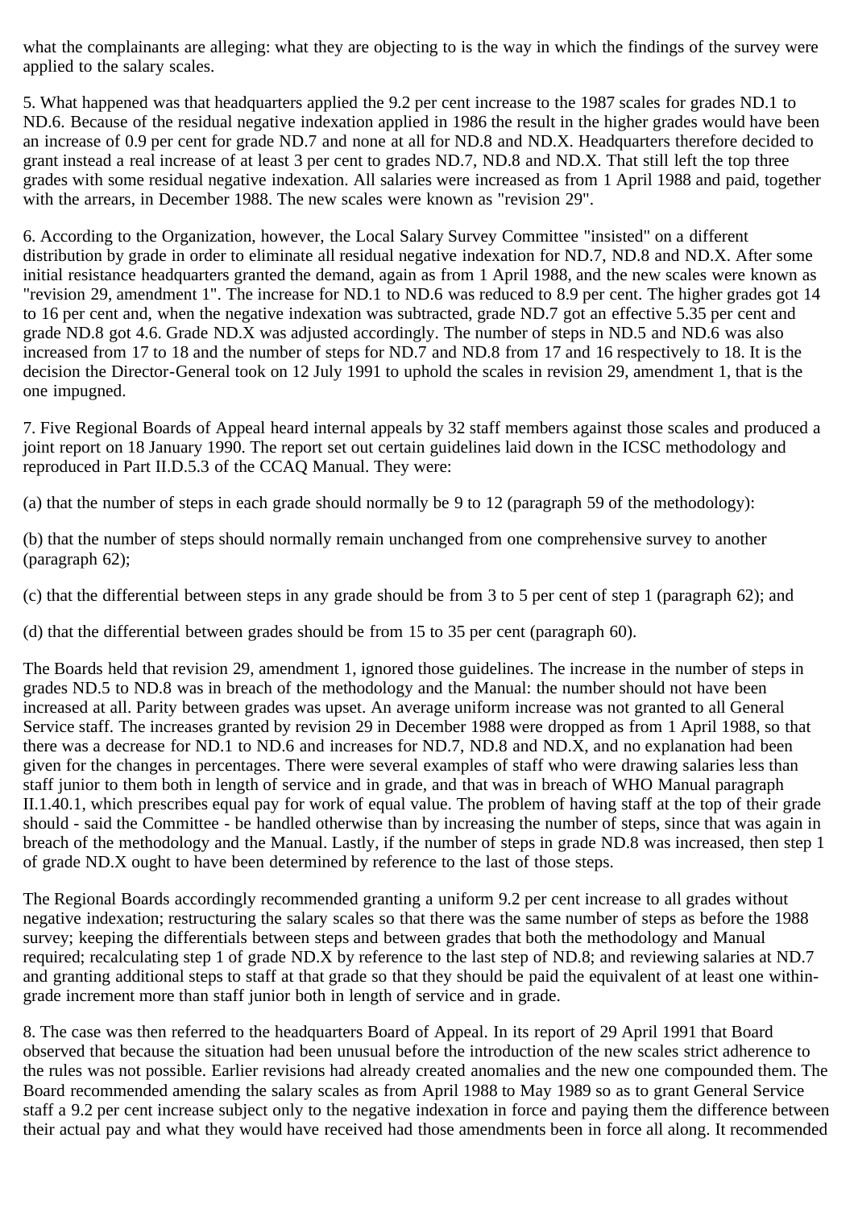what the complainants are alleging: what they are objecting to is the way in which the findings of the survey were applied to the salary scales.

5. What happened was that headquarters applied the 9.2 per cent increase to the 1987 scales for grades ND.1 to ND.6. Because of the residual negative indexation applied in 1986 the result in the higher grades would have been an increase of 0.9 per cent for grade ND.7 and none at all for ND.8 and ND.X. Headquarters therefore decided to grant instead a real increase of at least 3 per cent to grades ND.7, ND.8 and ND.X. That still left the top three grades with some residual negative indexation. All salaries were increased as from 1 April 1988 and paid, together with the arrears, in December 1988. The new scales were known as "revision 29".

6. According to the Organization, however, the Local Salary Survey Committee "insisted" on a different distribution by grade in order to eliminate all residual negative indexation for ND.7, ND.8 and ND.X. After some initial resistance headquarters granted the demand, again as from 1 April 1988, and the new scales were known as "revision 29, amendment 1". The increase for ND.1 to ND.6 was reduced to 8.9 per cent. The higher grades got 14 to 16 per cent and, when the negative indexation was subtracted, grade ND.7 got an effective 5.35 per cent and grade ND.8 got 4.6. Grade ND.X was adjusted accordingly. The number of steps in ND.5 and ND.6 was also increased from 17 to 18 and the number of steps for ND.7 and ND.8 from 17 and 16 respectively to 18. It is the decision the Director-General took on 12 July 1991 to uphold the scales in revision 29, amendment 1, that is the one impugned.

7. Five Regional Boards of Appeal heard internal appeals by 32 staff members against those scales and produced a joint report on 18 January 1990. The report set out certain guidelines laid down in the ICSC methodology and reproduced in Part II.D.5.3 of the CCAQ Manual. They were:

(a) that the number of steps in each grade should normally be 9 to 12 (paragraph 59 of the methodology):

(b) that the number of steps should normally remain unchanged from one comprehensive survey to another (paragraph 62);

(c) that the differential between steps in any grade should be from 3 to 5 per cent of step 1 (paragraph 62); and

(d) that the differential between grades should be from 15 to 35 per cent (paragraph 60).

The Boards held that revision 29, amendment 1, ignored those guidelines. The increase in the number of steps in grades ND.5 to ND.8 was in breach of the methodology and the Manual: the number should not have been increased at all. Parity between grades was upset. An average uniform increase was not granted to all General Service staff. The increases granted by revision 29 in December 1988 were dropped as from 1 April 1988, so that there was a decrease for ND.1 to ND.6 and increases for ND.7, ND.8 and ND.X, and no explanation had been given for the changes in percentages. There were several examples of staff who were drawing salaries less than staff junior to them both in length of service and in grade, and that was in breach of WHO Manual paragraph II.1.40.1, which prescribes equal pay for work of equal value. The problem of having staff at the top of their grade should - said the Committee - be handled otherwise than by increasing the number of steps, since that was again in breach of the methodology and the Manual. Lastly, if the number of steps in grade ND.8 was increased, then step 1 of grade ND.X ought to have been determined by reference to the last of those steps.

The Regional Boards accordingly recommended granting a uniform 9.2 per cent increase to all grades without negative indexation; restructuring the salary scales so that there was the same number of steps as before the 1988 survey; keeping the differentials between steps and between grades that both the methodology and Manual required; recalculating step 1 of grade ND.X by reference to the last step of ND.8; and reviewing salaries at ND.7 and granting additional steps to staff at that grade so that they should be paid the equivalent of at least one within-grade increment more than staff junior both in length of service and in grade.

8. The case was then referred to the headquarters Board of Appeal. In its report of 29 April 1991 that Board observed that because the situation had been unusual before the introduction of the new scales strict adherence to the rules was not possible. Earlier revisions had already created anomalies and the new one compounded them. The Board recommended amending the salary scales as from April 1988 to May 1989 so as to grant General Service staff a 9.2 per cent increase subject only to the negative indexation in force and paying them the difference between their actual pay and what they would have received had those amendments been in force all along. It recommended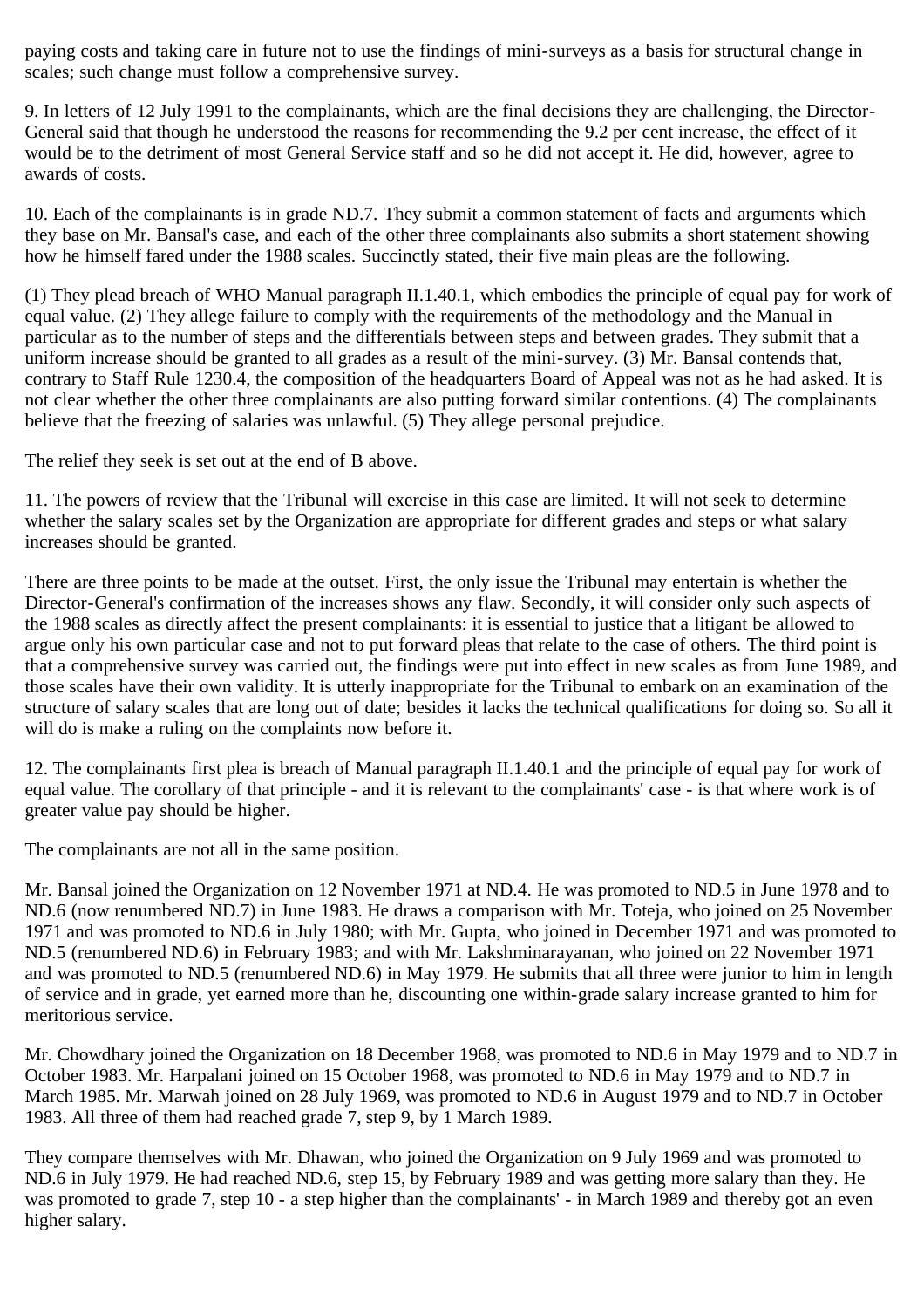paying costs and taking care in future not to use the findings of mini-surveys as a basis for structural change in scales; such change must follow a comprehensive survey.

9. In letters of 12 July 1991 to the complainants, which are the final decisions they are challenging, the Director-General said that though he understood the reasons for recommending the 9.2 per cent increase, the effect of it would be to the detriment of most General Service staff and so he did not accept it. He did, however, agree to awards of costs.

10. Each of the complainants is in grade ND.7. They submit a common statement of facts and arguments which they base on Mr. Bansal's case, and each of the other three complainants also submits a short statement showing how he himself fared under the 1988 scales. Succinctly stated, their five main pleas are the following.

(1) They plead breach of WHO Manual paragraph II.1.40.1, which embodies the principle of equal pay for work of equal value. (2) They allege failure to comply with the requirements of the methodology and the Manual in particular as to the number of steps and the differentials between steps and between grades. They submit that a uniform increase should be granted to all grades as a result of the mini-survey. (3) Mr. Bansal contends that, contrary to Staff Rule 1230.4, the composition of the headquarters Board of Appeal was not as he had asked. It is not clear whether the other three complainants are also putting forward similar contentions. (4) The complainants believe that the freezing of salaries was unlawful. (5) They allege personal prejudice.

The relief they seek is set out at the end of B above.

11. The powers of review that the Tribunal will exercise in this case are limited. It will not seek to determine whether the salary scales set by the Organization are appropriate for different grades and steps or what salary increases should be granted.

There are three points to be made at the outset. First, the only issue the Tribunal may entertain is whether the Director-General's confirmation of the increases shows any flaw. Secondly, it will consider only such aspects of the 1988 scales as directly affect the present complainants: it is essential to justice that a litigant be allowed to argue only his own particular case and not to put forward pleas that relate to the case of others. The third point is that a comprehensive survey was carried out, the findings were put into effect in new scales as from June 1989, and those scales have their own validity. It is utterly inappropriate for the Tribunal to embark on an examination of the structure of salary scales that are long out of date; besides it lacks the technical qualifications for doing so. So all it will do is make a ruling on the complaints now before it.

12. The complainants first plea is breach of Manual paragraph II.1.40.1 and the principle of equal pay for work of equal value. The corollary of that principle - and it is relevant to the complainants' case - is that where work is of greater value pay should be higher.

The complainants are not all in the same position.

Mr. Bansal joined the Organization on 12 November 1971 at ND.4. He was promoted to ND.5 in June 1978 and to ND.6 (now renumbered ND.7) in June 1983. He draws a comparison with Mr. Toteja, who joined on 25 November 1971 and was promoted to ND.6 in July 1980; with Mr. Gupta, who joined in December 1971 and was promoted to ND.5 (renumbered ND.6) in February 1983; and with Mr. Lakshminarayanan, who joined on 22 November 1971 and was promoted to ND.5 (renumbered ND.6) in May 1979. He submits that all three were junior to him in length of service and in grade, yet earned more than he, discounting one within-grade salary increase granted to him for meritorious service.

Mr. Chowdhary joined the Organization on 18 December 1968, was promoted to ND.6 in May 1979 and to ND.7 in October 1983. Mr. Harpalani joined on 15 October 1968, was promoted to ND.6 in May 1979 and to ND.7 in March 1985. Mr. Marwah joined on 28 July 1969, was promoted to ND.6 in August 1979 and to ND.7 in October 1983. All three of them had reached grade 7, step 9, by 1 March 1989.

They compare themselves with Mr. Dhawan, who joined the Organization on 9 July 1969 and was promoted to ND.6 in July 1979. He had reached ND.6, step 15, by February 1989 and was getting more salary than they. He was promoted to grade 7, step 10 - a step higher than the complainants' - in March 1989 and thereby got an even higher salary.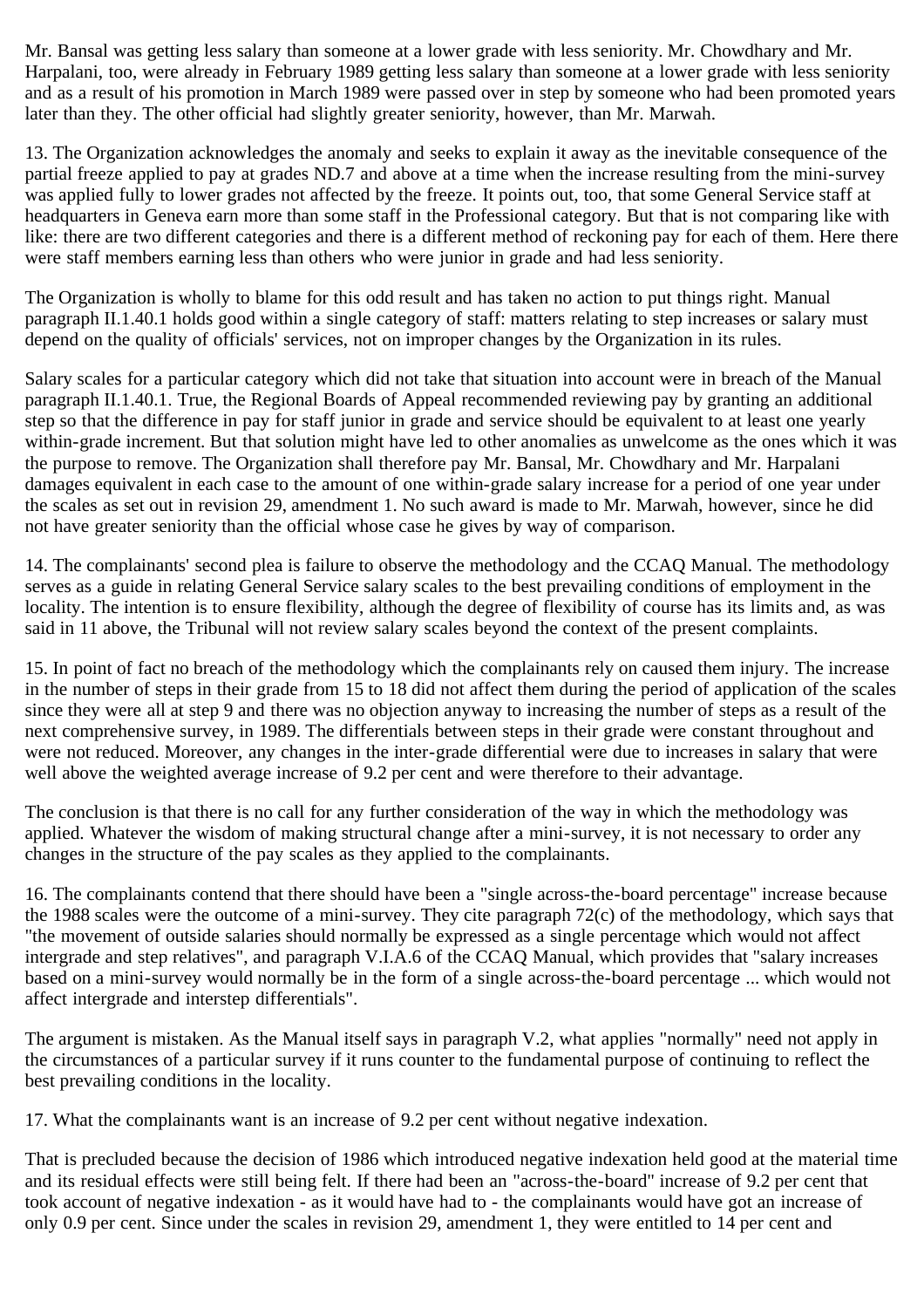Mr. Bansal was getting less salary than someone at a lower grade with less seniority. Mr. Chowdhary and Mr. Harpalani, too, were already in February 1989 getting less salary than someone at a lower grade with less seniority and as a result of his promotion in March 1989 were passed over in step by someone who had been promoted years later than they. The other official had slightly greater seniority, however, than Mr. Marwah.

13. The Organization acknowledges the anomaly and seeks to explain it away as the inevitable consequence of the partial freeze applied to pay at grades ND.7 and above at a time when the increase resulting from the mini-survey was applied fully to lower grades not affected by the freeze. It points out, too, that some General Service staff at headquarters in Geneva earn more than some staff in the Professional category. But that is not comparing like with like: there are two different categories and there is a different method of reckoning pay for each of them. Here there were staff members earning less than others who were junior in grade and had less seniority.

The Organization is wholly to blame for this odd result and has taken no action to put things right. Manual paragraph II.1.40.1 holds good within a single category of staff: matters relating to step increases or salary must depend on the quality of officials' services, not on improper changes by the Organization in its rules.

Salary scales for a particular category which did not take that situation into account were in breach of the Manual paragraph II.1.40.1. True, the Regional Boards of Appeal recommended reviewing pay by granting an additional step so that the difference in pay for staff junior in grade and service should be equivalent to at least one yearly within-grade increment. But that solution might have led to other anomalies as unwelcome as the ones which it was the purpose to remove. The Organization shall therefore pay Mr. Bansal, Mr. Chowdhary and Mr. Harpalani damages equivalent in each case to the amount of one within-grade salary increase for a period of one year under the scales as set out in revision 29, amendment 1. No such award is made to Mr. Marwah, however, since he did not have greater seniority than the official whose case he gives by way of comparison.

14. The complainants' second plea is failure to observe the methodology and the CCAQ Manual. The methodology serves as a guide in relating General Service salary scales to the best prevailing conditions of employment in the locality. The intention is to ensure flexibility, although the degree of flexibility of course has its limits and, as was said in 11 above, the Tribunal will not review salary scales beyond the context of the present complaints.

15. In point of fact no breach of the methodology which the complainants rely on caused them injury. The increase in the number of steps in their grade from 15 to 18 did not affect them during the period of application of the scales since they were all at step 9 and there was no objection anyway to increasing the number of steps as a result of the next comprehensive survey, in 1989. The differentials between steps in their grade were constant throughout and were not reduced. Moreover, any changes in the inter-grade differential were due to increases in salary that were well above the weighted average increase of 9.2 per cent and were therefore to their advantage.

The conclusion is that there is no call for any further consideration of the way in which the methodology was applied. Whatever the wisdom of making structural change after a mini-survey, it is not necessary to order any changes in the structure of the pay scales as they applied to the complainants.

16. The complainants contend that there should have been a "single across-the-board percentage" increase because the 1988 scales were the outcome of a mini-survey. They cite paragraph 72(c) of the methodology, which says that "the movement of outside salaries should normally be expressed as a single percentage which would not affect intergrade and step relatives", and paragraph V.I.A.6 of the CCAQ Manual, which provides that "salary increases based on a mini-survey would normally be in the form of a single across-the-board percentage ... which would not affect intergrade and interstep differentials".

The argument is mistaken. As the Manual itself says in paragraph V.2, what applies "normally" need not apply in the circumstances of a particular survey if it runs counter to the fundamental purpose of continuing to reflect the best prevailing conditions in the locality.

17. What the complainants want is an increase of 9.2 per cent without negative indexation.

That is precluded because the decision of 1986 which introduced negative indexation held good at the material time and its residual effects were still being felt. If there had been an "across-the-board" increase of 9.2 per cent that took account of negative indexation - as it would have had to - the complainants would have got an increase of only 0.9 per cent. Since under the scales in revision 29, amendment 1, they were entitled to 14 per cent and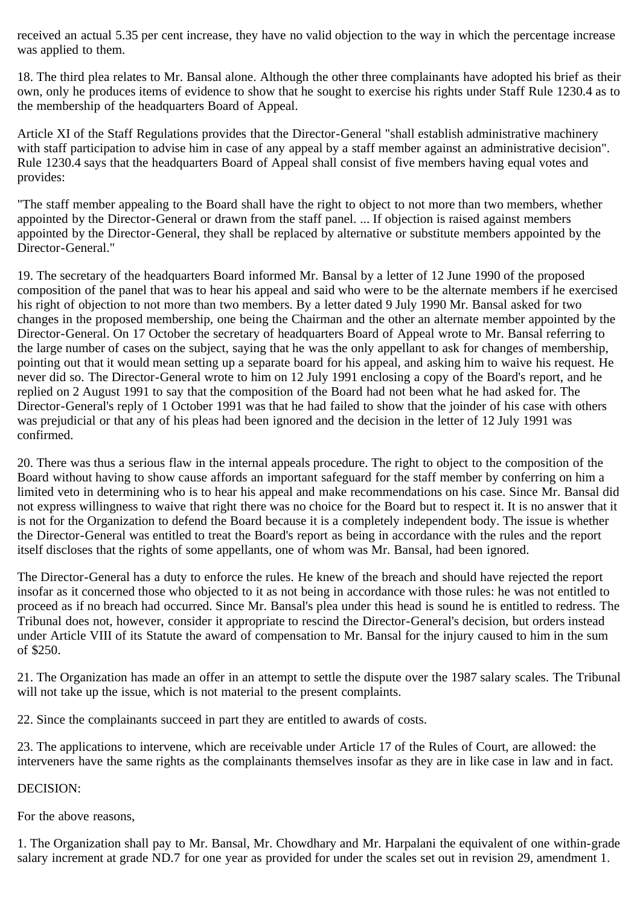received an actual 5.35 per cent increase, they have no valid objection to the way in which the percentage increase was applied to them.

18. The third plea relates to Mr. Bansal alone. Although the other three complainants have adopted his brief as their own, only he produces items of evidence to show that he sought to exercise his rights under Staff Rule 1230.4 as to the membership of the headquarters Board of Appeal.

Article XI of the Staff Regulations provides that the Director-General "shall establish administrative machinery with staff participation to advise him in case of any appeal by a staff member against an administrative decision". Rule 1230.4 says that the headquarters Board of Appeal shall consist of five members having equal votes and provides:

"The staff member appealing to the Board shall have the right to object to not more than two members, whether appointed by the Director-General or drawn from the staff panel. ... If objection is raised against members appointed by the Director-General, they shall be replaced by alternative or substitute members appointed by the Director-General."

19. The secretary of the headquarters Board informed Mr. Bansal by a letter of 12 June 1990 of the proposed composition of the panel that was to hear his appeal and said who were to be the alternate members if he exercised his right of objection to not more than two members. By a letter dated 9 July 1990 Mr. Bansal asked for two changes in the proposed membership, one being the Chairman and the other an alternate member appointed by the Director-General. On 17 October the secretary of headquarters Board of Appeal wrote to Mr. Bansal referring to the large number of cases on the subject, saying that he was the only appellant to ask for changes of membership, pointing out that it would mean setting up a separate board for his appeal, and asking him to waive his request. He never did so. The Director-General wrote to him on 12 July 1991 enclosing a copy of the Board's report, and he replied on 2 August 1991 to say that the composition of the Board had not been what he had asked for. The Director-General's reply of 1 October 1991 was that he had failed to show that the joinder of his case with others was prejudicial or that any of his pleas had been ignored and the decision in the letter of 12 July 1991 was confirmed.

20. There was thus a serious flaw in the internal appeals procedure. The right to object to the composition of the Board without having to show cause affords an important safeguard for the staff member by conferring on him a limited veto in determining who is to hear his appeal and make recommendations on his case. Since Mr. Bansal did not express willingness to waive that right there was no choice for the Board but to respect it. It is no answer that it is not for the Organization to defend the Board because it is a completely independent body. The issue is whether the Director-General was entitled to treat the Board's report as being in accordance with the rules and the report itself discloses that the rights of some appellants, one of whom was Mr. Bansal, had been ignored.

The Director-General has a duty to enforce the rules. He knew of the breach and should have rejected the report insofar as it concerned those who objected to it as not being in accordance with those rules: he was not entitled to proceed as if no breach had occurred. Since Mr. Bansal's plea under this head is sound he is entitled to redress. The Tribunal does not, however, consider it appropriate to rescind the Director-General's decision, but orders instead under Article VIII of its Statute the award of compensation to Mr. Bansal for the injury caused to him in the sum of $250.

21. The Organization has made an offer in an attempt to settle the dispute over the 1987 salary scales. The Tribunal will not take up the issue, which is not material to the present complaints.

22. Since the complainants succeed in part they are entitled to awards of costs.

23. The applications to intervene, which are receivable under Article 17 of the Rules of Court, are allowed: the interveners have the same rights as the complainants themselves insofar as they are in like case in law and in fact.

DECISION:

For the above reasons,

1. The Organization shall pay to Mr. Bansal, Mr. Chowdhary and Mr. Harpalani the equivalent of one within-grade salary increment at grade ND.7 for one year as provided for under the scales set out in revision 29, amendment 1.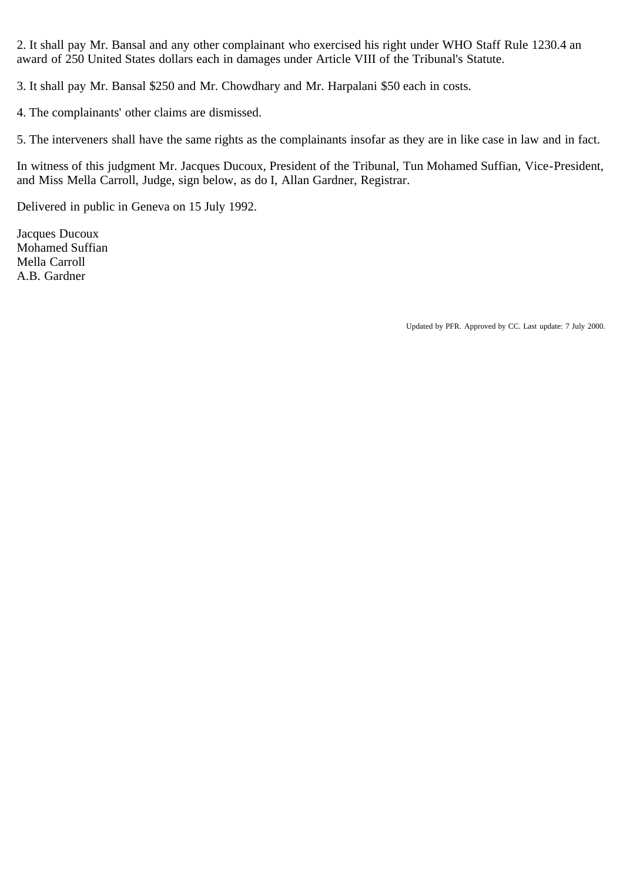2. It shall pay Mr. Bansal and any other complainant who exercised his right under WHO Staff Rule 1230.4 an award of 250 United States dollars each in damages under Article VIII of the Tribunal's Statute.

3. It shall pay Mr. Bansal $250 and Mr. Chowdhary and Mr. Harpalani $50 each in costs.

4. The complainants' other claims are dismissed.

5. The interveners shall have the same rights as the complainants insofar as they are in like case in law and in fact.

In witness of this judgment Mr. Jacques Ducoux, President of the Tribunal, Tun Mohamed Suffian, Vice-President, and Miss Mella Carroll, Judge, sign below, as do I, Allan Gardner, Registrar.

Delivered in public in Geneva on 15 July 1992.

Jacques Ducoux
Mohamed Suffian
Mella Carroll
A.B. Gardner

Updated by PFR. Approved by CC. Last update: 7 July 2000.